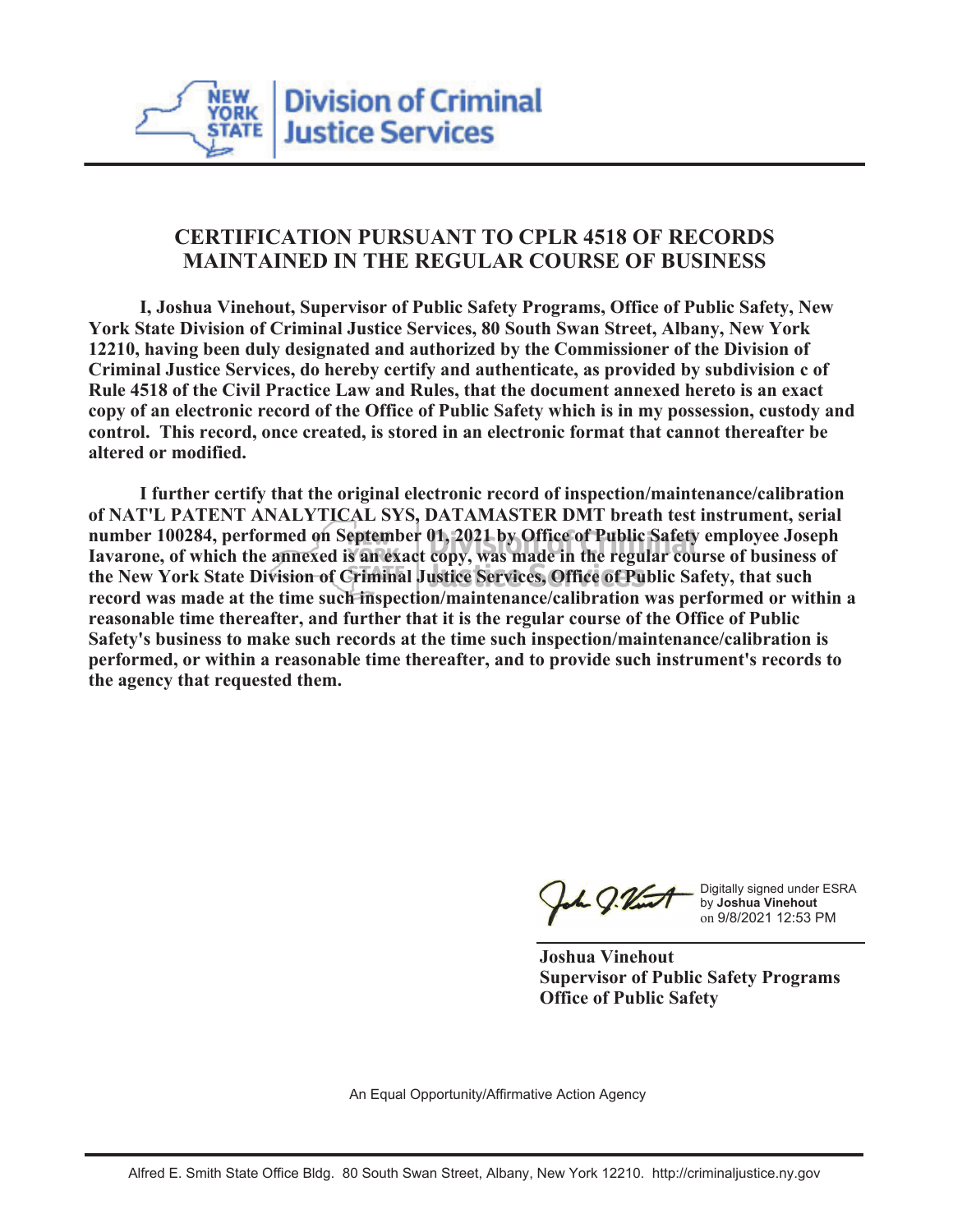New York State | Division of Criminal Justice Services

## CERTIFICATION PURSUANT TO CPLR 4518 OF RECORDS MAINTAINED IN THE REGULAR COURSE OF BUSINESS

**I, Joshua Vinehout, Supervisor of Public Safety Programs, Office of Public Safety, New York State Division of Criminal Justice Services, 80 South Swan Street, Albany, New York 12210, having been duly designated and authorized by the Commissioner of the Division of Criminal Justice Services, do hereby certify and authenticate, as provided by subdivision c of Rule 4518 of the Civil Practice Law and Rules, that the document annexed hereto is an exact copy of an electronic record of the Office of Public Safety which is in my possession, custody and control. This record, once created, is stored in an electronic format that cannot thereafter be altered or modified.**

**I further certify that the original electronic record of inspection/maintenance/calibration of NAT'L PATENT ANALYTICAL SYS, DATAMASTER DMT breath test instrument, serial number 100284, performed on September 01, 2021 by Office of Public Safety employee Joseph Iavarone, of which the annexed is an exact copy, was made in the regular course of business of the New York State Division of Criminal Justice Services, Office of Public Safety, that such record was made at the time such inspection/maintenance/calibration was performed or within a reasonable time thereafter, and further that it is the regular course of the Office of Public Safety's business to make such records at the time such inspection/maintenance/calibration is performed, or within a reasonable time thereafter, and to provide such instrument's records to the agency that requested them.**

Digitally signed under ESRA by **Joshua Vinehout** on 9/8/2021 12:53 PM

**Joshua Vinehout**
**Supervisor of Public Safety Programs**
**Office of Public Safety**

An Equal Opportunity/Affirmative Action Agency

Alfred E. Smith State Office Bldg. 80 South Swan Street, Albany, New York 12210. http://criminaljustice.ny.gov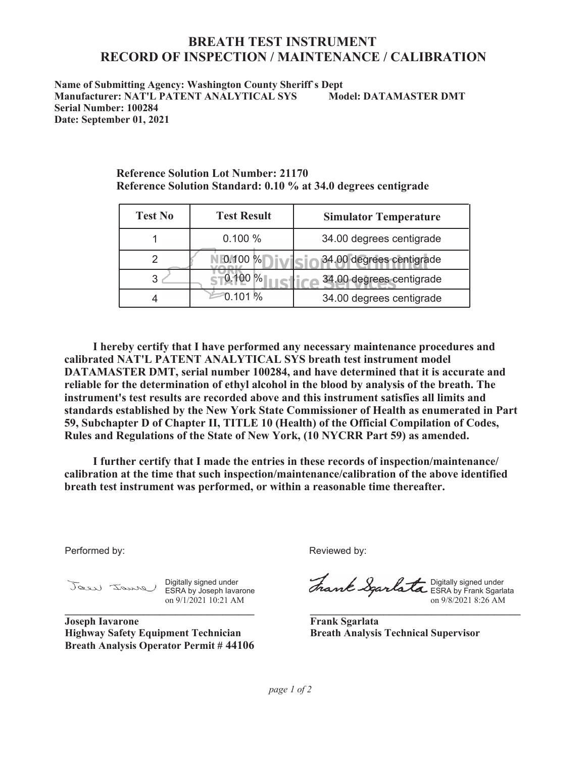# BREATH TEST INSTRUMENT
# RECORD OF INSPECTION / MAINTENANCE / CALIBRATION

**Name of Submitting Agency: Washington County Sheriff`s Dept**
**Manufacturer: NAT'L PATENT ANALYTICAL SYS Model: DATAMASTER DMT**
**Serial Number: 100284**
**Date: September 01, 2021**

**Reference Solution Lot Number: 21170**
**Reference Solution Standard: 0.10 % at 34.0 degrees centigrade**

| Test No | Test Result | Simulator Temperature |
|---|---|---|
| 1 | 0.100 % | 34.00 degrees centigrade |
| 2 | 0.100 % | 34.00 degrees centigrade |
| 3 | 0.100 % | 34.00 degrees centigrade |
| 4 | 0.101 % | 34.00 degrees centigrade |

**I hereby certify that I have performed any necessary maintenance procedures and calibrated NAT'L PATENT ANALYTICAL SYS breath test instrument model DATAMASTER DMT, serial number 100284, and have determined that it is accurate and reliable for the determination of ethyl alcohol in the blood by analysis of the breath. The instrument's test results are recorded above and this instrument satisfies all limits and standards established by the New York State Commissioner of Health as enumerated in Part 59, Subchapter D of Chapter II, TITLE 10 (Health) of the Official Compilation of Codes, Rules and Regulations of the State of New York, (10 NYCRR Part 59) as amended.**

**I further certify that I made the entries in these records of inspection/maintenance/ calibration at the time that such inspection/maintenance/calibration of the above identified breath test instrument was performed, or within a reasonable time thereafter.**

Performed by:

Digitally signed under ESRA by Joseph Iavarone on 9/1/2021 10:21 AM

**Joseph Iavarone**
**Highway Safety Equipment Technician**
**Breath Analysis Operator Permit # 44106**

Reviewed by:

Digitally signed under ESRA by Frank Sgarlata on 9/8/2021 8:26 AM

**Frank Sgarlata**
**Breath Analysis Technical Supervisor**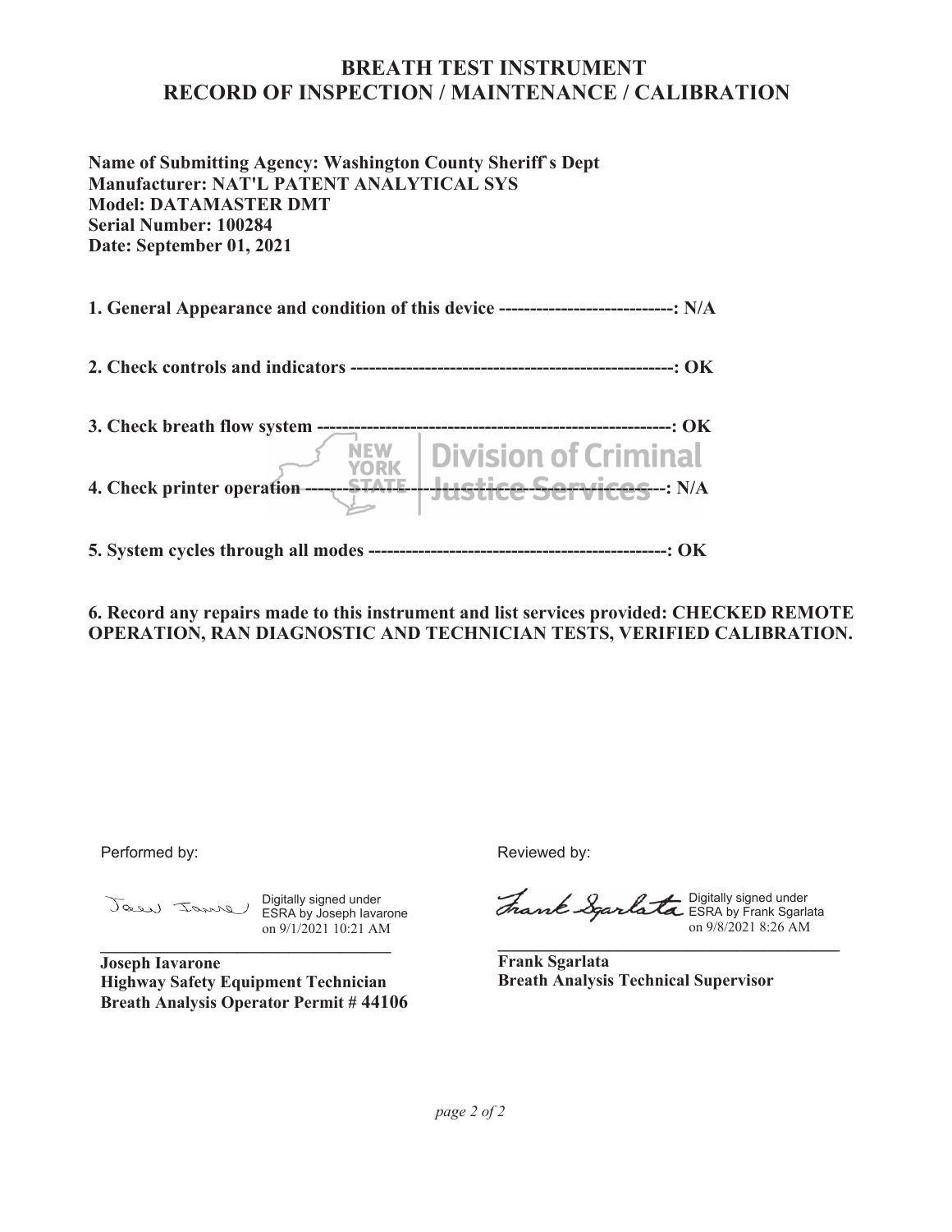# BREATH TEST INSTRUMENT
# RECORD OF INSPECTION / MAINTENANCE / CALIBRATION

**Name of Submitting Agency: Washington County Sheriff`s Dept**
**Manufacturer: NAT'L PATENT ANALYTICAL SYS**
**Model: DATAMASTER DMT**
**Serial Number: 100284**
**Date: September 01, 2021**

**1. General Appearance and condition of this device ----------------------------: N/A**

**2. Check controls and indicators --------------------------------------------------: OK**

**3. Check breath flow system -------------------------------------------------------: OK**

**4. Check printer operation ---------------------------------------------------------: N/A**

**5. System cycles through all modes ------------------------------------------------: OK**

**6. Record any repairs made to this instrument and list services provided: CHECKED REMOTE OPERATION, RAN DIAGNOSTIC AND TECHNICIAN TESTS, VERIFIED CALIBRATION.**

Performed by:

Digitally signed under ESRA by Joseph Iavarone on 9/1/2021 10:21 AM

**Joseph Iavarone**
**Highway Safety Equipment Technician**
**Breath Analysis Operator Permit # 44106**

Reviewed by:

Digitally signed under ESRA by Frank Sgarlata on 9/8/2021 8:26 AM

**Frank Sgarlata**
**Breath Analysis Technical Supervisor**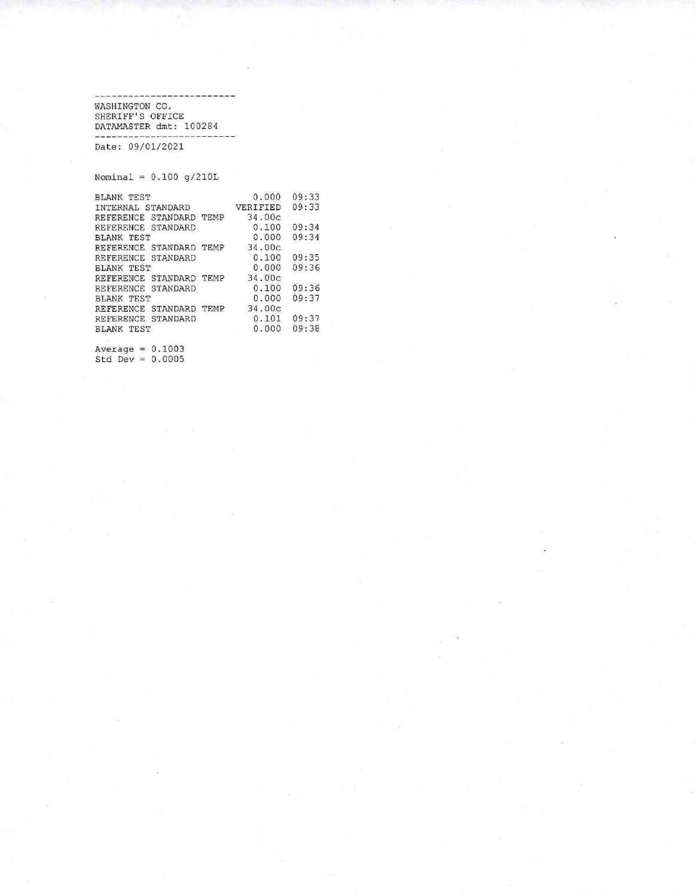-------------------------
WASHINGTON CO.
SHERIFF'S OFFICE
DATAMASTER dmt: 100284

-------------------------

Date: 09/01/2021

Nominal = 0.100 g/210L

| | | |
|---|---|---|
| BLANK TEST | 0.000 | 09:33 |
| INTERNAL STANDARD | VERIFIED | 09:33 |
| REFERENCE STANDARD TEMP | 34.00c | |
| REFERENCE STANDARD | 0.100 | 09:34 |
| BLANK TEST | 0.000 | 09:34 |
| REFERENCE STANDARD TEMP | 34.00c | |
| REFERENCE STANDARD | 0.100 | 09:35 |
| BLANK TEST | 0.000 | 09:36 |
| REFERENCE STANDARD TEMP | 34.00c | |
| REFERENCE STANDARD | 0.100 | 09:36 |
| BLANK TEST | 0.000 | 09:37 |
| REFERENCE STANDARD TEMP | 34.00c | |
| REFERENCE STANDARD | 0.101 | 09:37 |
| BLANK TEST | 0.000 | 09:38 |

Average = 0.1003
Std Dev = 0.0005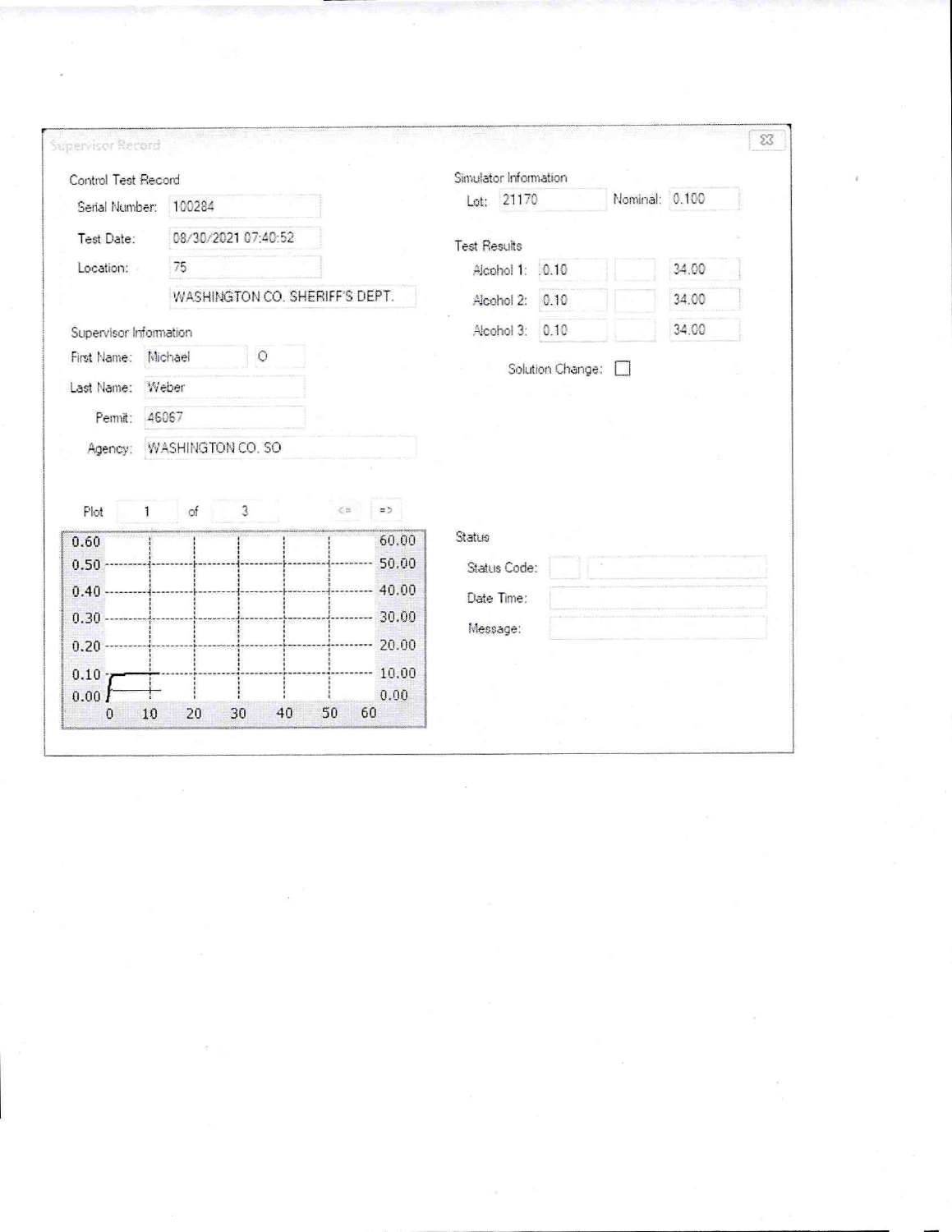Supervisor Record

**Control Test Record**

Serial Number: 100284

Test Date: 08/30/2021 07:40:52

Location: 75

WASHINGTON CO. SHERIFF'S DEPT.

**Supervisor Information**

First Name: Michael O

Last Name: Weber

Permit: 46067

Agency: WASHINGTON CO. SO

**Simulator Information**

Lot: 21170 Nominal: 0.100

**Test Results**

| | | | |
|---|---|---|---|
| Alcohol 1: | 0.10 | | 34.00 |
| Alcohol 2: | 0.10 | | 34.00 |
| Alcohol 3: | 0.10 | | 34.00 |

Solution Change: ☐

Plot 1 of 3 <= =>

0.60
0.50
0.40
0.30
0.20
0.10
0.00

60.00
50.00
40.00
30.00
20.00
10.00
0.00

0 10 20 30 40 50 60

**Status**

Status Code:

Date Time:

Message: